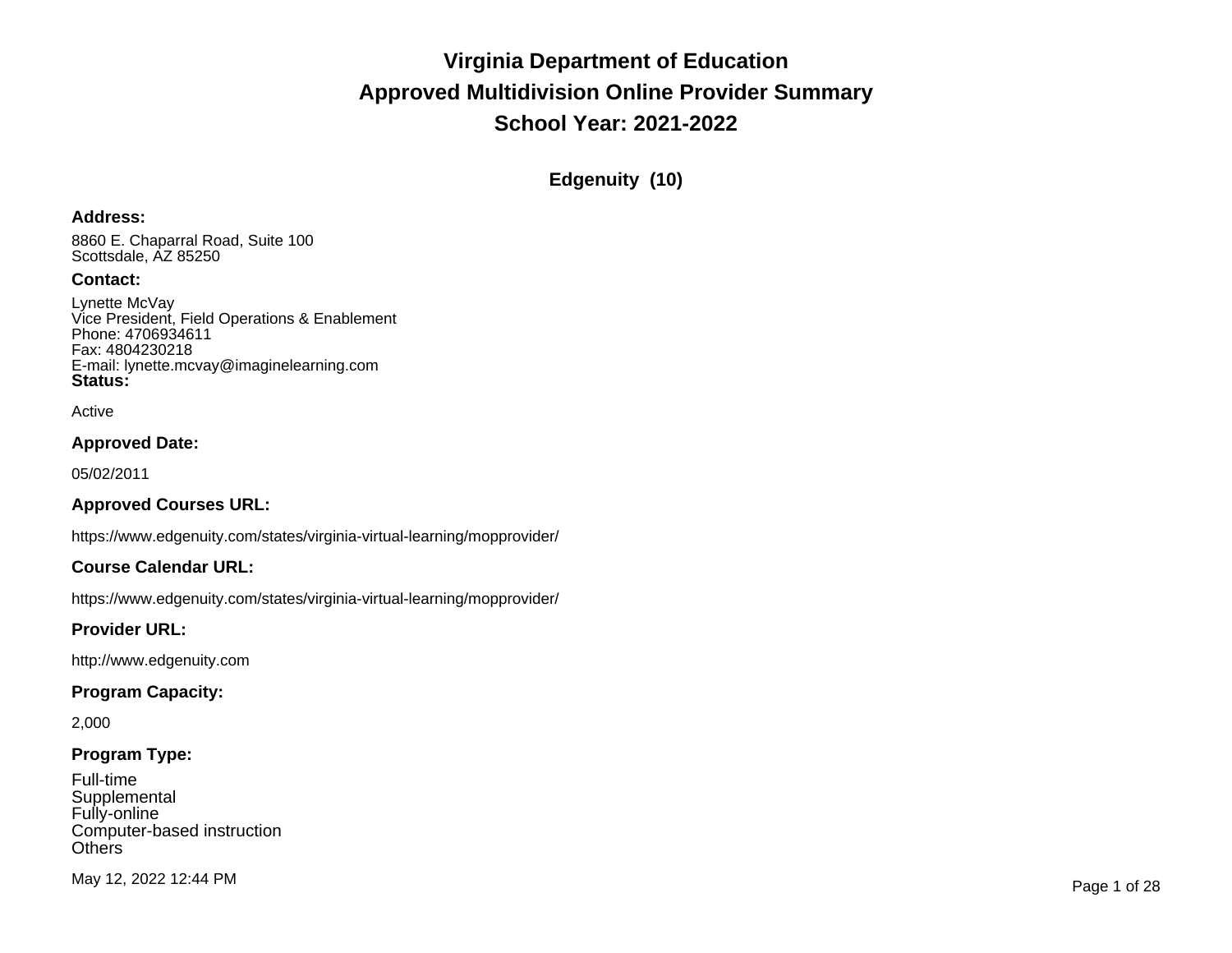# Virginia Department of Education
# Approved Multidivision Online Provider Summary
# School Year: 2021-2022

## Edgenuity (10)

**Address:**

8860 E. Chaparral Road, Suite 100
Scottsdale, AZ 85250

**Contact:**

Lynette McVay
Vice President, Field Operations & Enablement
Phone: 4706934611
Fax: 4804230218
E-mail: lynette.mcvay@imaginelearning.com

**Status:**

Active

**Approved Date:**

05/02/2011

**Approved Courses URL:**

https://www.edgenuity.com/states/virginia-virtual-learning/mopprovider/

**Course Calendar URL:**

https://www.edgenuity.com/states/virginia-virtual-learning/mopprovider/

**Provider URL:**

http://www.edgenuity.com

**Program Capacity:**

2,000

**Program Type:**

Full-time
Supplemental
Fully-online
Computer-based instruction
Others

May 12, 2022 12:44 PM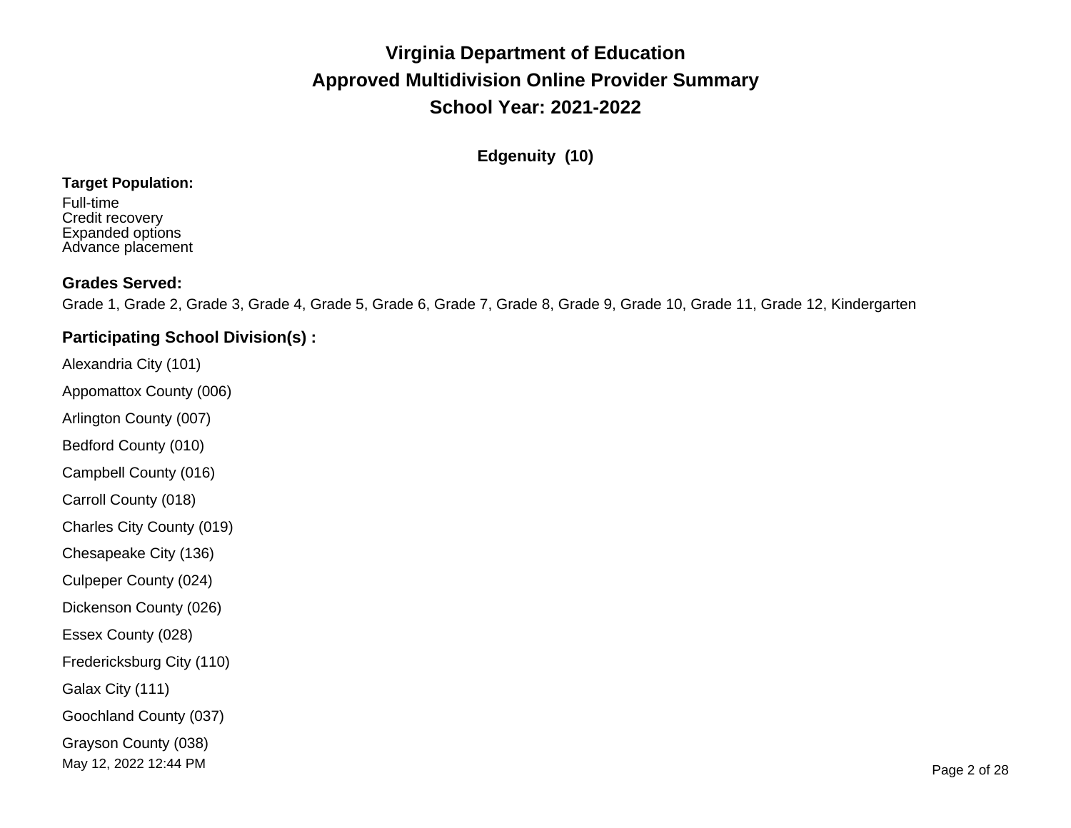# Virginia Department of Education
# Approved Multidivision Online Provider Summary
# School Year: 2021-2022

## Edgenuity (10)

**Target Population:**

Full-time
Credit recovery
Expanded options
Advance placement

**Grades Served:**

Grade 1, Grade 2, Grade 3, Grade 4, Grade 5, Grade 6, Grade 7, Grade 8, Grade 9, Grade 10, Grade 11, Grade 12, Kindergarten

**Participating School Division(s) :**

Alexandria City (101)

Appomattox County (006)

Arlington County (007)

Bedford County (010)

Campbell County (016)

Carroll County (018)

Charles City County (019)

Chesapeake City (136)

Culpeper County (024)

Dickenson County (026)

Essex County (028)

Fredericksburg City (110)

Galax City (111)

Goochland County (037)

Grayson County (038)

May 12, 2022 12:44 PM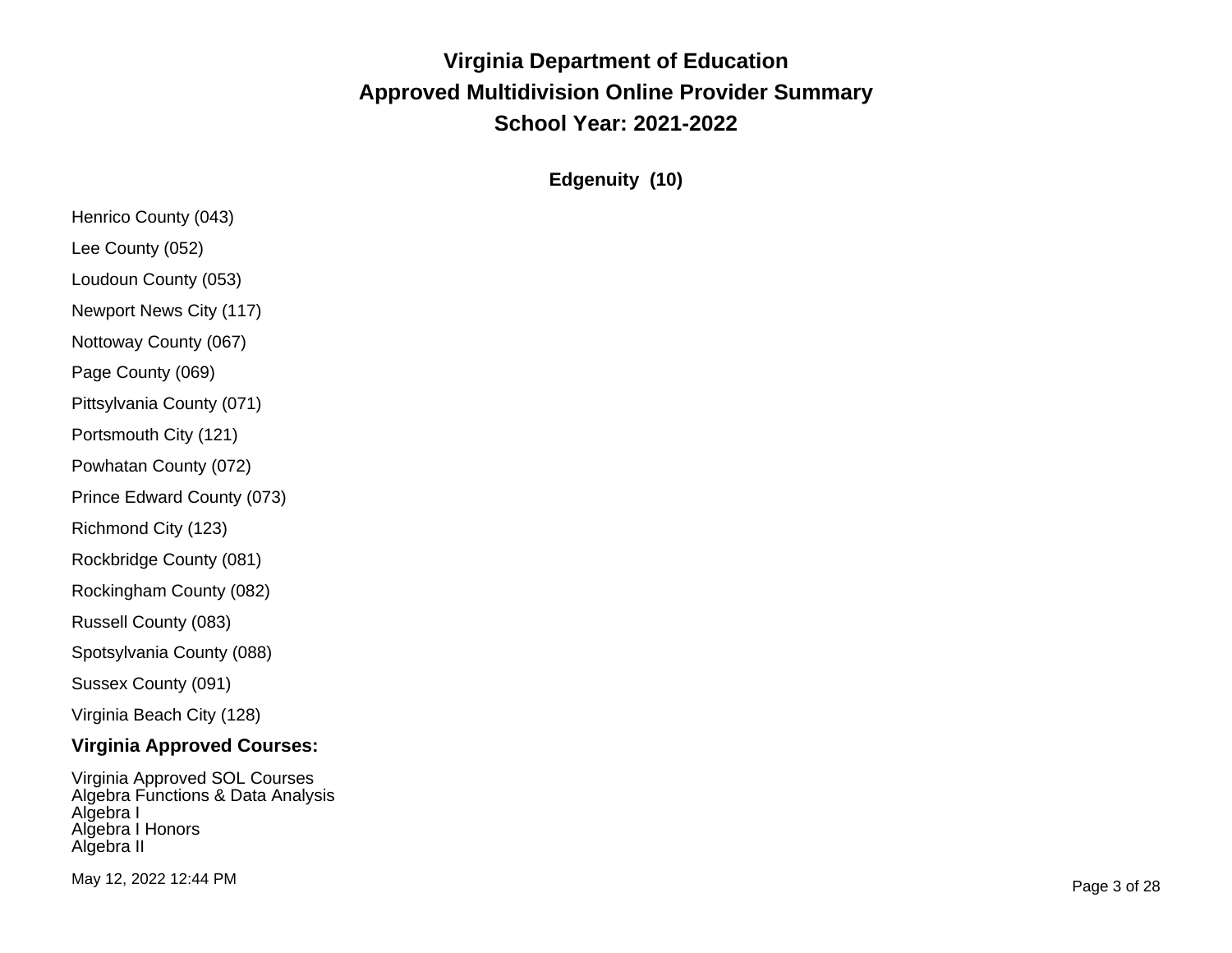# Virginia Department of Education
# Approved Multidivision Online Provider Summary
# School Year: 2021-2022

## Edgenuity (10)

Henrico County (043)

Lee County (052)

Loudoun County (053)

Newport News City (117)

Nottoway County (067)

Page County (069)

Pittsylvania County (071)

Portsmouth City (121)

Powhatan County (072)

Prince Edward County (073)

Richmond City (123)

Rockbridge County (081)

Rockingham County (082)

Russell County (083)

Spotsylvania County (088)

Sussex County (091)

Virginia Beach City (128)

### Virginia Approved Courses:

Virginia Approved SOL Courses
Algebra Functions & Data Analysis
Algebra I
Algebra I Honors
Algebra II

May 12, 2022 12:44 PM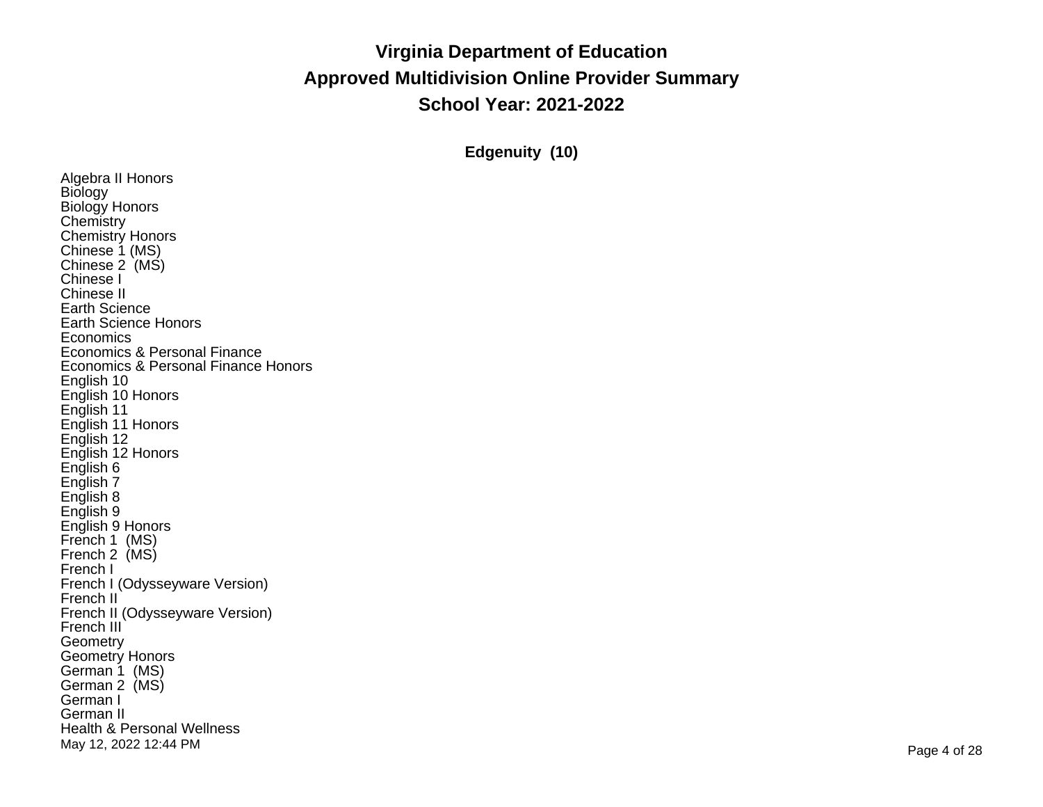# Virginia Department of Education

## Approved Multidivision Online Provider Summary

## School Year: 2021-2022

### Edgenuity (10)

Algebra II Honors
Biology
Biology Honors
Chemistry
Chemistry Honors
Chinese 1 (MS)
Chinese 2 (MS)
Chinese I
Chinese II
Earth Science
Earth Science Honors
Economics
Economics & Personal Finance
Economics & Personal Finance Honors
English 10
English 10 Honors
English 11
English 11 Honors
English 12
English 12 Honors
English 6
English 7
English 8
English 9
English 9 Honors
French 1 (MS)
French 2 (MS)
French I
French I (Odysseyware Version)
French II
French II (Odysseyware Version)
French III
Geometry
Geometry Honors
German 1 (MS)
German 2 (MS)
German I
German II
Health & Personal Wellness

May 12, 2022 12:44 PM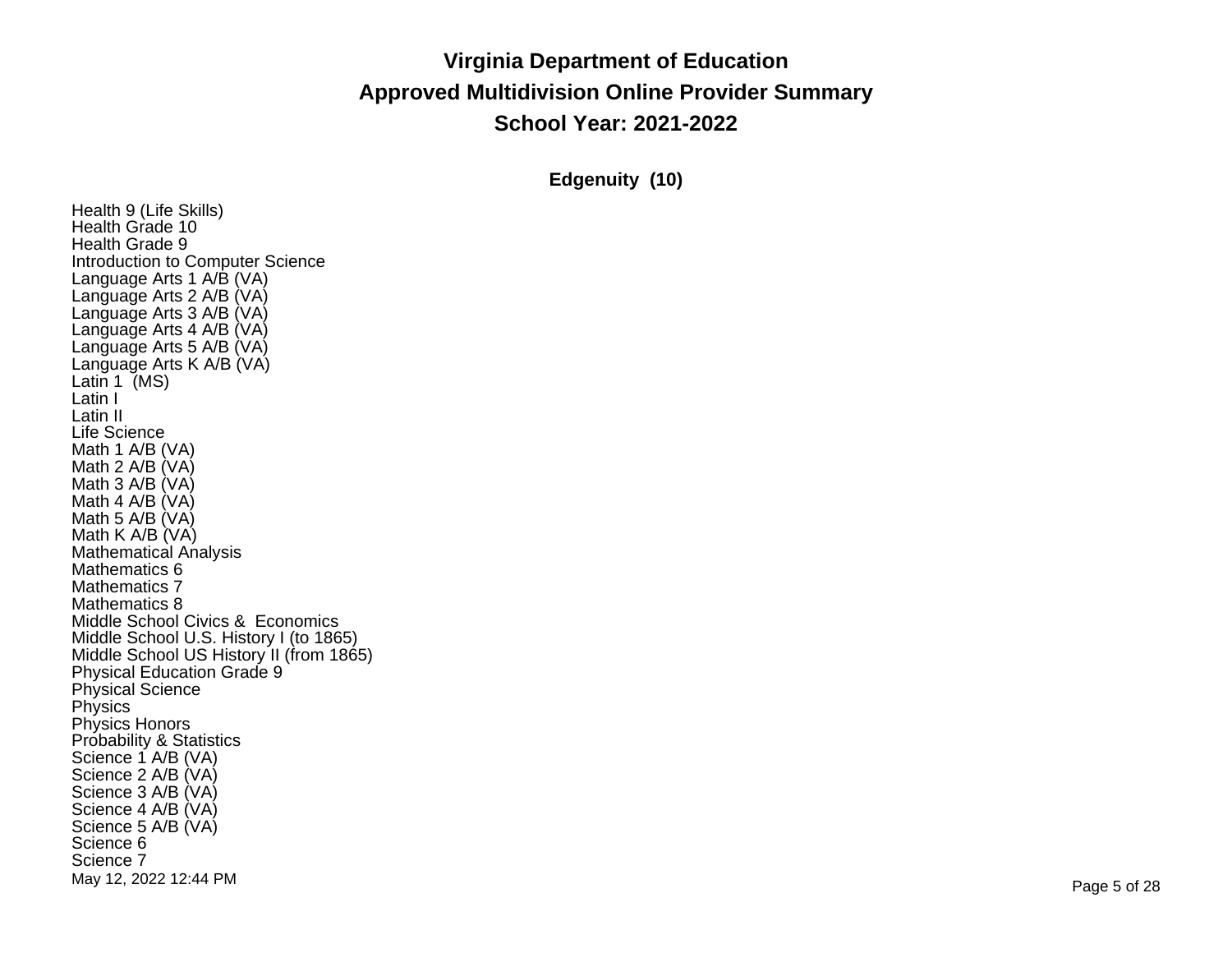# Virginia Department of Education

## Approved Multidivision Online Provider Summary

## School Year: 2021-2022

### Edgenuity (10)

Health 9 (Life Skills)
Health Grade 10
Health Grade 9
Introduction to Computer Science
Language Arts 1 A/B (VA)
Language Arts 2 A/B (VA)
Language Arts 3 A/B (VA)
Language Arts 4 A/B (VA)
Language Arts 5 A/B (VA)
Language Arts K A/B (VA)
Latin 1 (MS)
Latin I
Latin II
Life Science
Math 1 A/B (VA)
Math 2 A/B (VA)
Math 3 A/B (VA)
Math 4 A/B (VA)
Math 5 A/B (VA)
Math K A/B (VA)
Mathematical Analysis
Mathematics 6
Mathematics 7
Mathematics 8
Middle School Civics & Economics
Middle School U.S. History I (to 1865)
Middle School US History II (from 1865)
Physical Education Grade 9
Physical Science
Physics
Physics Honors
Probability & Statistics
Science 1 A/B (VA)
Science 2 A/B (VA)
Science 3 A/B (VA)
Science 4 A/B (VA)
Science 5 A/B (VA)
Science 6
Science 7

May 12, 2022 12:44 PM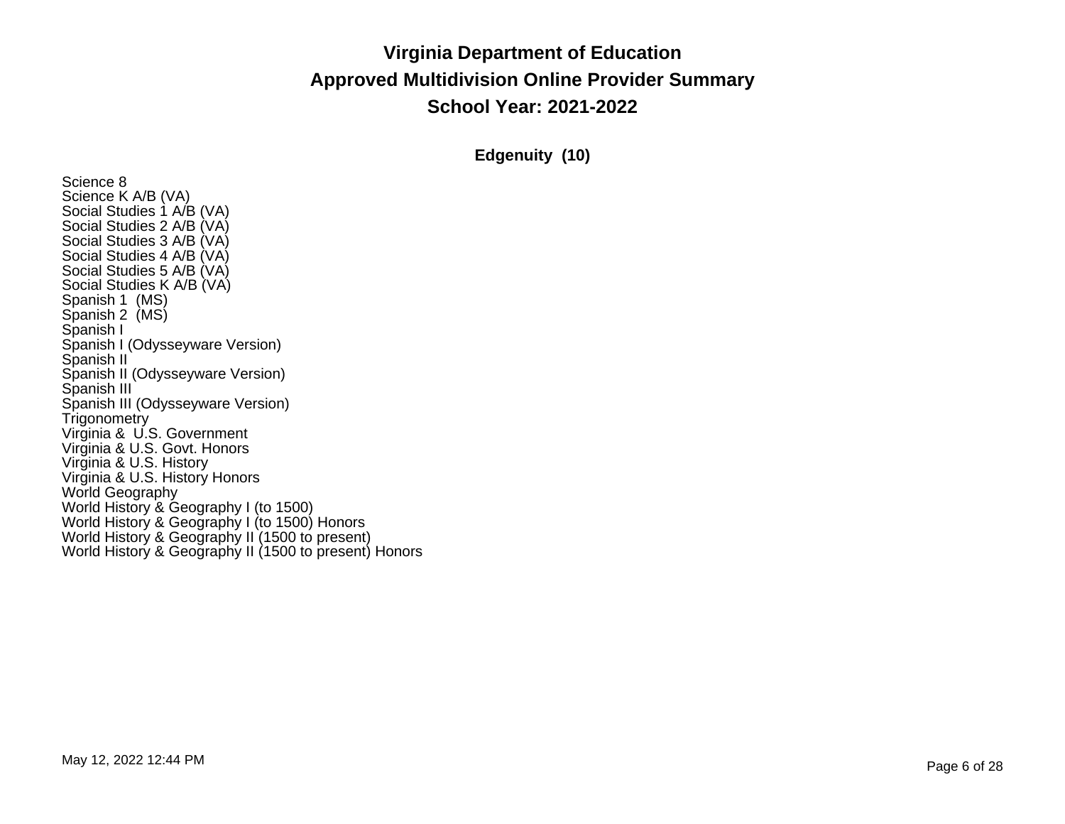# Virginia Department of Education

## Approved Multidivision Online Provider Summary

## School Year: 2021-2022

### Edgenuity (10)

Science 8
Science K A/B (VA)
Social Studies 1 A/B (VA)
Social Studies 2 A/B (VA)
Social Studies 3 A/B (VA)
Social Studies 4 A/B (VA)
Social Studies 5 A/B (VA)
Social Studies K A/B (VA)
Spanish 1 (MS)
Spanish 2 (MS)
Spanish I
Spanish I (Odysseyware Version)
Spanish II
Spanish II (Odysseyware Version)
Spanish III
Spanish III (Odysseyware Version)
Trigonometry
Virginia & U.S. Government
Virginia & U.S. Govt. Honors
Virginia & U.S. History
Virginia & U.S. History Honors
World Geography
World History & Geography I (to 1500)
World History & Geography I (to 1500) Honors
World History & Geography II (1500 to present)
World History & Geography II (1500 to present) Honors

May 12, 2022 12:44 PM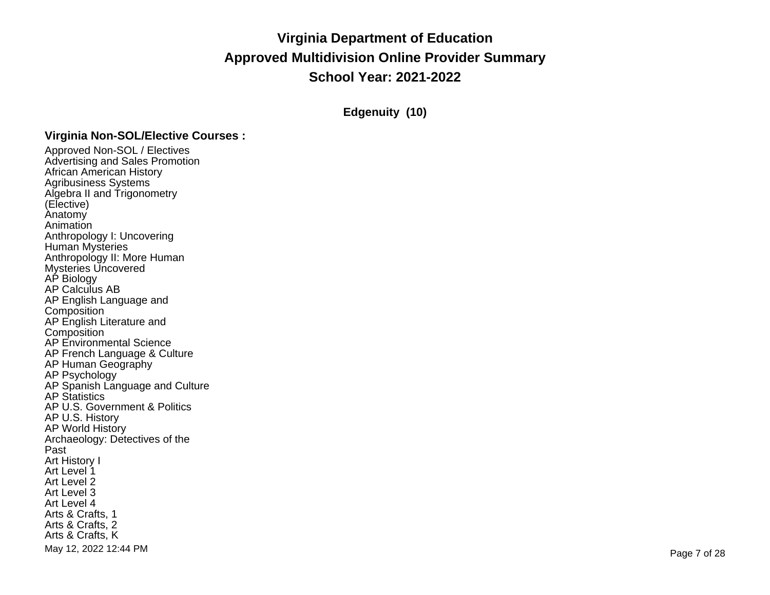# Virginia Department of Education
# Approved Multidivision Online Provider Summary
# School Year: 2021-2022

### Edgenuity (10)

**Virginia Non-SOL/Elective Courses :**

Approved Non-SOL / Electives
Advertising and Sales Promotion
African American History
Agribusiness Systems
Algebra II and Trigonometry (Elective)
Anatomy
Animation
Anthropology I: Uncovering Human Mysteries
Anthropology II: More Human Mysteries Uncovered
AP Biology
AP Calculus AB
AP English Language and Composition
AP English Literature and Composition
AP Environmental Science
AP French Language & Culture
AP Human Geography
AP Psychology
AP Spanish Language and Culture
AP Statistics
AP U.S. Government & Politics
AP U.S. History
AP World History
Archaeology: Detectives of the Past
Art History I
Art Level 1
Art Level 2
Art Level 3
Art Level 4
Arts & Crafts, 1
Arts & Crafts, 2
Arts & Crafts, K

May 12, 2022 12:44 PM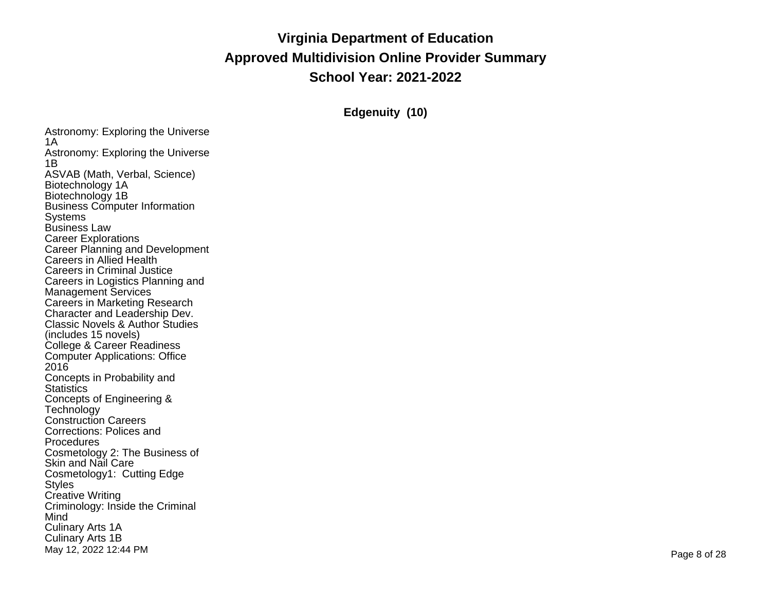# Virginia Department of Education

## Approved Multidivision Online Provider Summary

## School Year: 2021-2022

### Edgenuity (10)

Astronomy: Exploring the Universe 1A
Astronomy: Exploring the Universe 1B
ASVAB (Math, Verbal, Science)
Biotechnology 1A
Biotechnology 1B
Business Computer Information Systems
Business Law
Career Explorations
Career Planning and Development
Careers in Allied Health
Careers in Criminal Justice
Careers in Logistics Planning and Management Services
Careers in Marketing Research
Character and Leadership Dev.
Classic Novels & Author Studies (includes 15 novels)
College & Career Readiness
Computer Applications: Office 2016
Concepts in Probability and Statistics
Concepts of Engineering & Technology
Construction Careers
Corrections: Polices and Procedures
Cosmetology 2: The Business of Skin and Nail Care
Cosmetology1: Cutting Edge Styles
Creative Writing
Criminology: Inside the Criminal Mind
Culinary Arts 1A
Culinary Arts 1B

May 12, 2022 12:44 PM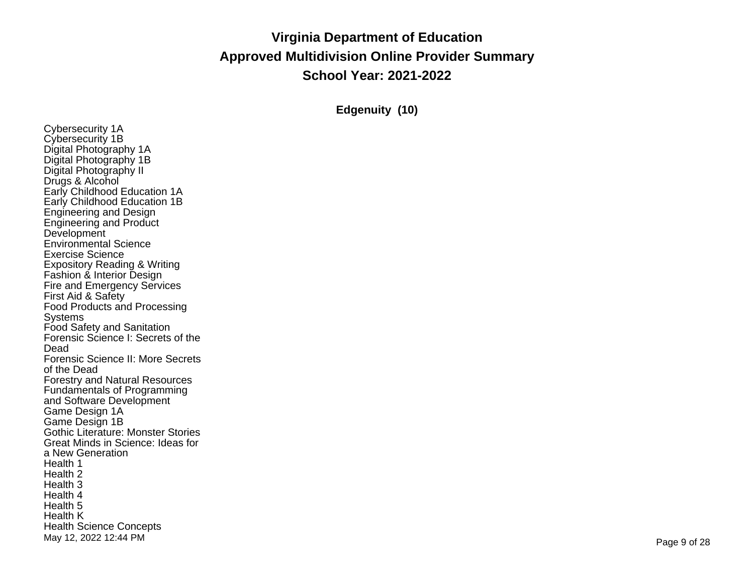# Virginia Department of Education
# Approved Multidivision Online Provider Summary
# School Year: 2021-2022

## Edgenuity (10)

Cybersecurity 1A
Cybersecurity 1B
Digital Photography 1A
Digital Photography 1B
Digital Photography II
Drugs & Alcohol
Early Childhood Education 1A
Early Childhood Education 1B
Engineering and Design
Engineering and Product Development
Environmental Science
Exercise Science
Expository Reading & Writing
Fashion & Interior Design
Fire and Emergency Services
First Aid & Safety
Food Products and Processing Systems
Food Safety and Sanitation
Forensic Science I: Secrets of the Dead
Forensic Science II: More Secrets of the Dead
Forestry and Natural Resources
Fundamentals of Programming and Software Development
Game Design 1A
Game Design 1B
Gothic Literature: Monster Stories
Great Minds in Science: Ideas for a New Generation
Health 1
Health 2
Health 3
Health 4
Health 5
Health K
Health Science Concepts

May 12, 2022 12:44 PM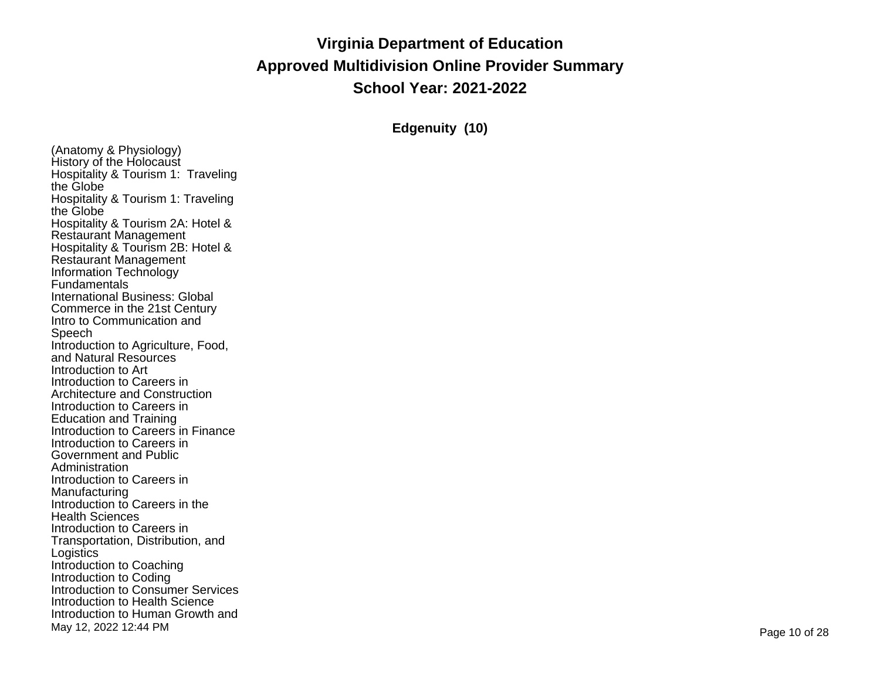# Virginia Department of Education

## Approved Multidivision Online Provider Summary

## School Year: 2021-2022

### Edgenuity (10)

(Anatomy & Physiology)
History of the Holocaust
Hospitality & Tourism 1:  Traveling the Globe
Hospitality & Tourism 1: Traveling the Globe
Hospitality & Tourism 2A: Hotel & Restaurant Management
Hospitality & Tourism 2B: Hotel & Restaurant Management
Information Technology Fundamentals
International Business: Global Commerce in the 21st Century
Intro to Communication and Speech
Introduction to Agriculture, Food, and Natural Resources
Introduction to Art
Introduction to Careers in Architecture and Construction
Introduction to Careers in Education and Training
Introduction to Careers in Finance
Introduction to Careers in Government and Public Administration
Introduction to Careers in Manufacturing
Introduction to Careers in the Health Sciences
Introduction to Careers in Transportation, Distribution, and Logistics
Introduction to Coaching
Introduction to Coding
Introduction to Consumer Services
Introduction to Health Science
Introduction to Human Growth and

May 12, 2022 12:44 PM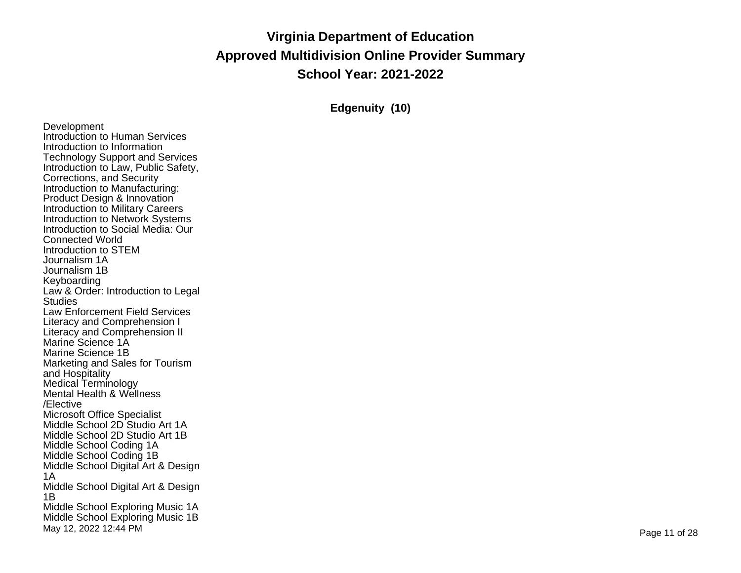# Virginia Department of Education

## Approved Multidivision Online Provider Summary

## School Year: 2021-2022

### Edgenuity (10)

Development
Introduction to Human Services
Introduction to Information Technology Support and Services
Introduction to Law, Public Safety, Corrections, and Security
Introduction to Manufacturing: Product Design & Innovation
Introduction to Military Careers
Introduction to Network Systems
Introduction to Social Media: Our Connected World
Introduction to STEM
Journalism 1A
Journalism 1B
Keyboarding
Law & Order: Introduction to Legal Studies
Law Enforcement Field Services
Literacy and Comprehension I
Literacy and Comprehension II
Marine Science 1A
Marine Science 1B
Marketing and Sales for Tourism and Hospitality
Medical Terminology
Mental Health & Wellness /Elective
Microsoft Office Specialist
Middle School 2D Studio Art 1A
Middle School 2D Studio Art 1B
Middle School Coding 1A
Middle School Coding 1B
Middle School Digital Art & Design 1A
Middle School Digital Art & Design 1B
Middle School Exploring Music 1A
Middle School Exploring Music 1B

May 12, 2022 12:44 PM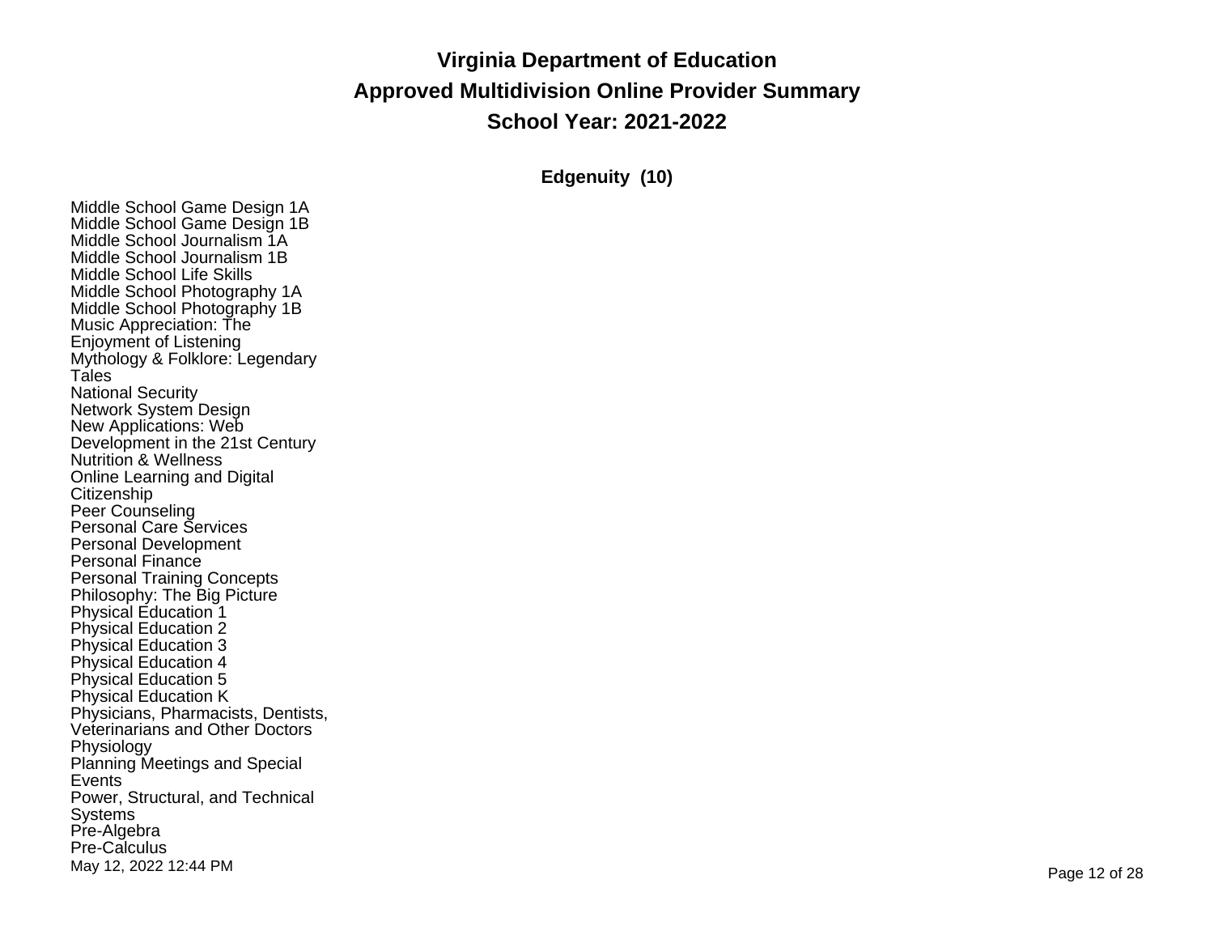**Virginia Department of Education**

**Approved Multidivision Online Provider Summary**

**School Year: 2021-2022**

**Edgenuity (10)**

Middle School Game Design 1A
Middle School Game Design 1B
Middle School Journalism 1A
Middle School Journalism 1B
Middle School Life Skills
Middle School Photography 1A
Middle School Photography 1B
Music Appreciation: The Enjoyment of Listening
Mythology & Folklore: Legendary Tales
National Security
Network System Design
New Applications: Web Development in the 21st Century
Nutrition & Wellness
Online Learning and Digital Citizenship
Peer Counseling
Personal Care Services
Personal Development
Personal Finance
Personal Training Concepts
Philosophy: The Big Picture
Physical Education 1
Physical Education 2
Physical Education 3
Physical Education 4
Physical Education 5
Physical Education K
Physicians, Pharmacists, Dentists, Veterinarians and Other Doctors
Physiology
Planning Meetings and Special Events
Power, Structural, and Technical Systems
Pre-Algebra
Pre-Calculus

May 12, 2022 12:44 PM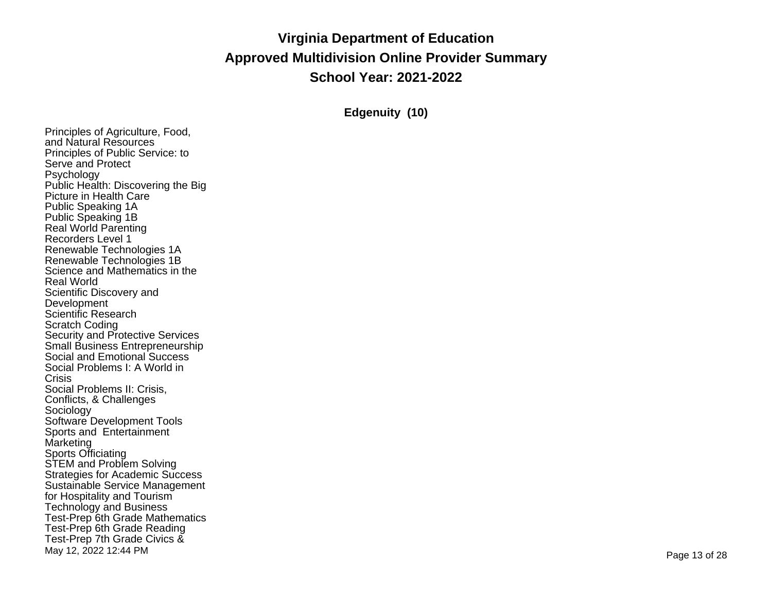# Virginia Department of Education
# Approved Multidivision Online Provider Summary
# School Year: 2021-2022

### Edgenuity (10)

Principles of Agriculture, Food, and Natural Resources
Principles of Public Service: to Serve and Protect
Psychology
Public Health: Discovering the Big Picture in Health Care
Public Speaking 1A
Public Speaking 1B
Real World Parenting
Recorders Level 1
Renewable Technologies 1A
Renewable Technologies 1B
Science and Mathematics in the Real World
Scientific Discovery and Development
Scientific Research
Scratch Coding
Security and Protective Services
Small Business Entrepreneurship
Social and Emotional Success
Social Problems I: A World in Crisis
Social Problems II: Crisis, Conflicts, & Challenges
Sociology
Software Development Tools
Sports and Entertainment Marketing
Sports Officiating
STEM and Problem Solving
Strategies for Academic Success
Sustainable Service Management for Hospitality and Tourism
Technology and Business
Test-Prep 6th Grade Mathematics
Test-Prep 6th Grade Reading
Test-Prep 7th Grade Civics &

May 12, 2022 12:44 PM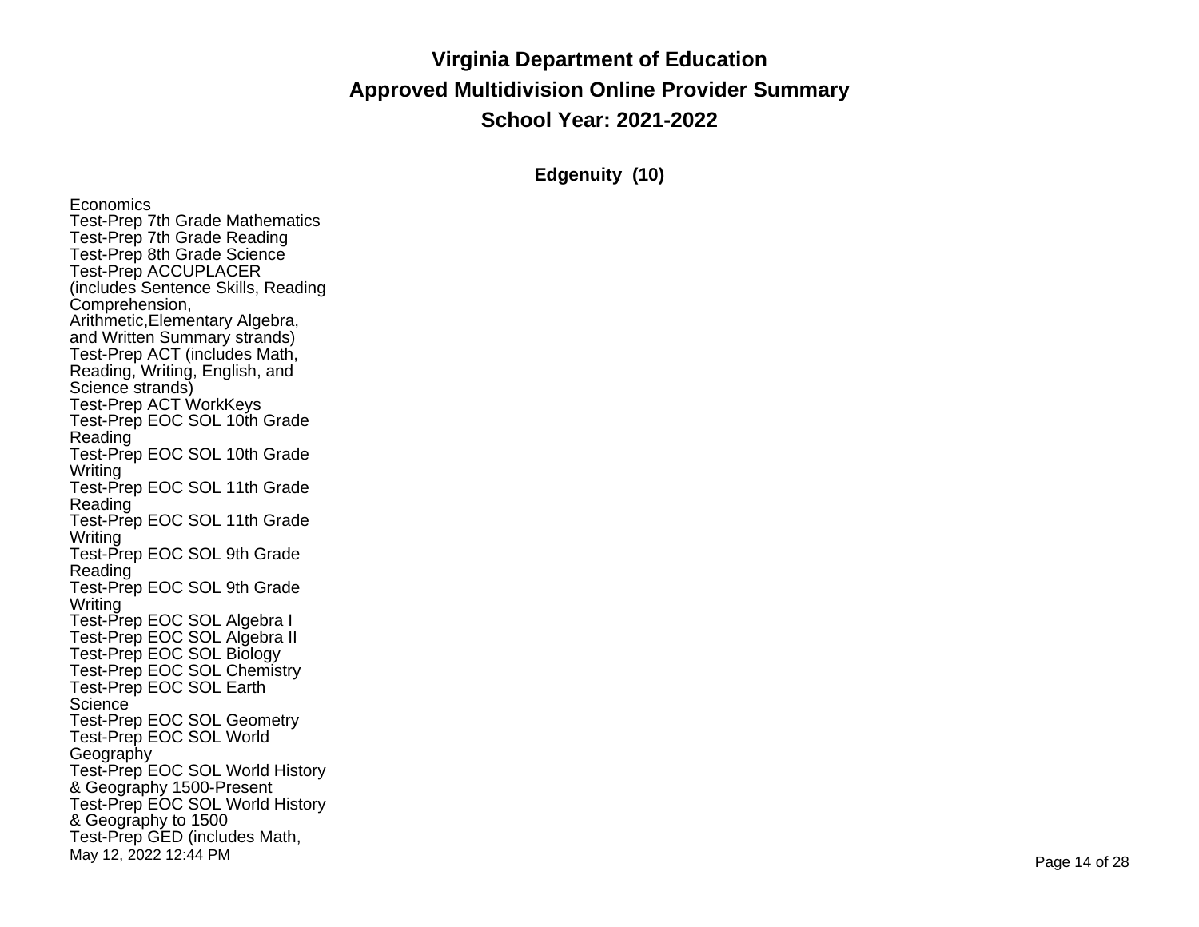**Virginia Department of Education**

**Approved Multidivision Online Provider Summary**

**School Year: 2021-2022**

**Edgenuity (10)**

Economics
Test-Prep 7th Grade Mathematics
Test-Prep 7th Grade Reading
Test-Prep 8th Grade Science
Test-Prep ACCUPLACER (includes Sentence Skills, Reading Comprehension, Arithmetic,Elementary Algebra, and Written Summary strands)
Test-Prep ACT (includes Math, Reading, Writing, English, and Science strands)
Test-Prep ACT WorkKeys
Test-Prep EOC SOL 10th Grade Reading
Test-Prep EOC SOL 10th Grade Writing
Test-Prep EOC SOL 11th Grade Reading
Test-Prep EOC SOL 11th Grade Writing
Test-Prep EOC SOL 9th Grade Reading
Test-Prep EOC SOL 9th Grade Writing
Test-Prep EOC SOL Algebra I
Test-Prep EOC SOL Algebra II
Test-Prep EOC SOL Biology
Test-Prep EOC SOL Chemistry
Test-Prep EOC SOL Earth Science
Test-Prep EOC SOL Geometry
Test-Prep EOC SOL World Geography
Test-Prep EOC SOL World History & Geography 1500-Present
Test-Prep EOC SOL World History & Geography to 1500
Test-Prep GED (includes Math,

May 12, 2022 12:44 PM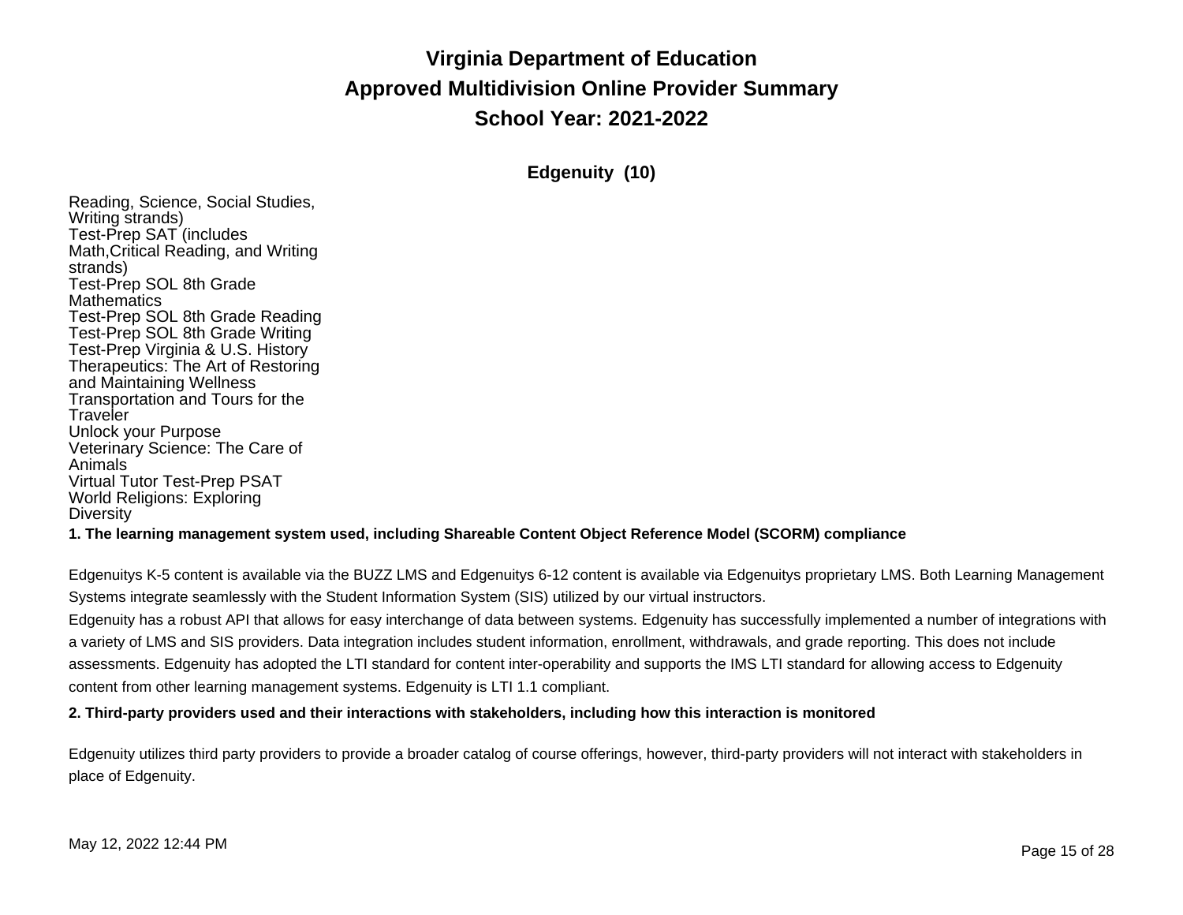# Virginia Department of Education
## Approved Multidivision Online Provider Summary
## School Year: 2021-2022

### Edgenuity (10)

Reading, Science, Social Studies, Writing strands)
Test-Prep SAT (includes Math,Critical Reading, and Writing strands)
Test-Prep SOL 8th Grade Mathematics
Test-Prep SOL 8th Grade Reading
Test-Prep SOL 8th Grade Writing
Test-Prep Virginia & U.S. History
Therapeutics: The Art of Restoring and Maintaining Wellness
Transportation and Tours for the Traveler
Unlock your Purpose
Veterinary Science: The Care of Animals
Virtual Tutor Test-Prep PSAT
World Religions: Exploring Diversity

**1. The learning management system used, including Shareable Content Object Reference Model (SCORM) compliance**

Edgenuitys K-5 content is available via the BUZZ LMS and Edgenuitys 6-12 content is available via Edgenuitys proprietary LMS. Both Learning Management Systems integrate seamlessly with the Student Information System (SIS) utilized by our virtual instructors.
Edgenuity has a robust API that allows for easy interchange of data between systems. Edgenuity has successfully implemented a number of integrations with a variety of LMS and SIS providers. Data integration includes student information, enrollment, withdrawals, and grade reporting. This does not include assessments. Edgenuity has adopted the LTI standard for content inter-operability and supports the IMS LTI standard for allowing access to Edgenuity content from other learning management systems. Edgenuity is LTI 1.1 compliant.

**2. Third-party providers used and their interactions with stakeholders, including how this interaction is monitored**

Edgenuity utilizes third party providers to provide a broader catalog of course offerings, however, third-party providers will not interact with stakeholders in place of Edgenuity.

May 12, 2022 12:44 PM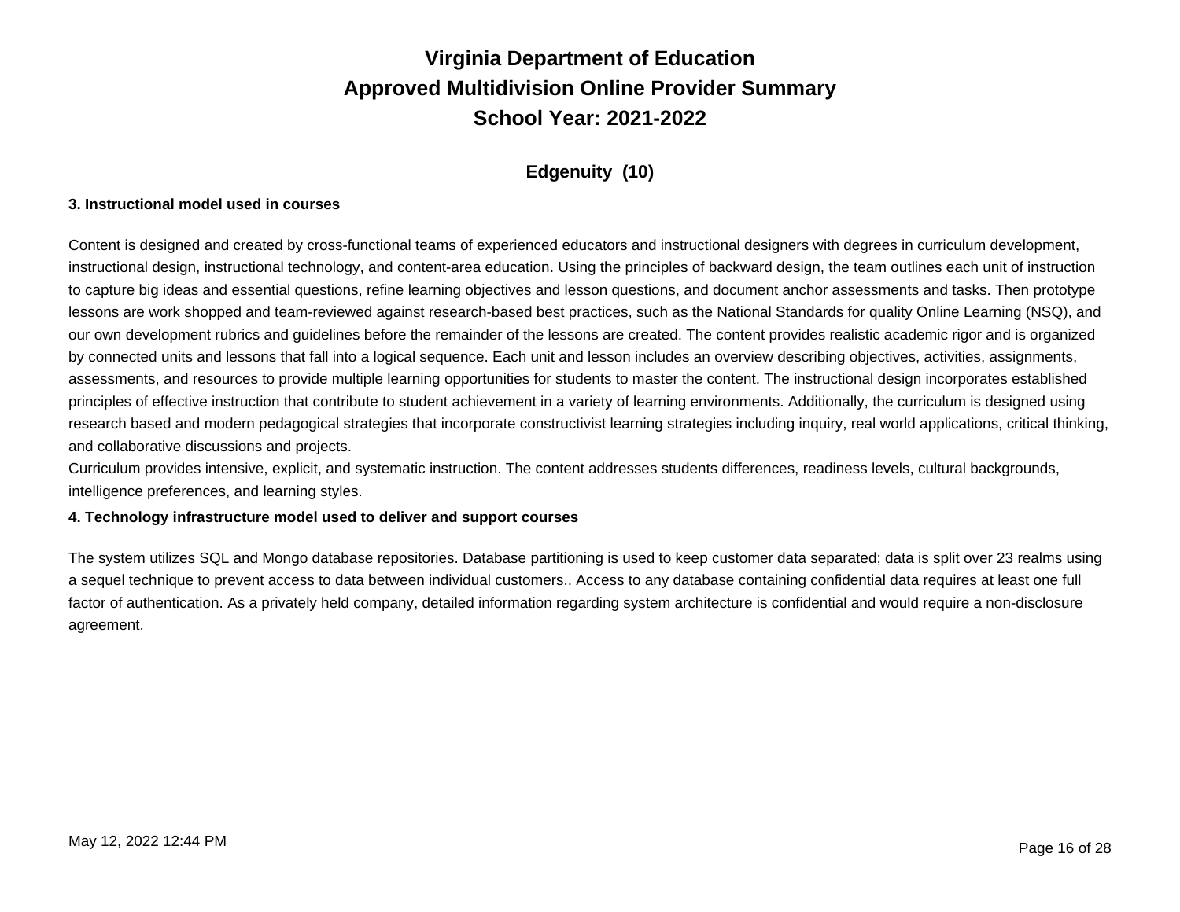# Virginia Department of Education
# Approved Multidivision Online Provider Summary
# School Year: 2021-2022

## Edgenuity (10)

**3. Instructional model used in courses**

Content is designed and created by cross-functional teams of experienced educators and instructional designers with degrees in curriculum development, instructional design, instructional technology, and content-area education. Using the principles of backward design, the team outlines each unit of instruction to capture big ideas and essential questions, refine learning objectives and lesson questions, and document anchor assessments and tasks. Then prototype lessons are work shopped and team-reviewed against research-based best practices, such as the National Standards for quality Online Learning (NSQ), and our own development rubrics and guidelines before the remainder of the lessons are created. The content provides realistic academic rigor and is organized by connected units and lessons that fall into a logical sequence. Each unit and lesson includes an overview describing objectives, activities, assignments, assessments, and resources to provide multiple learning opportunities for students to master the content. The instructional design incorporates established principles of effective instruction that contribute to student achievement in a variety of learning environments. Additionally, the curriculum is designed using research based and modern pedagogical strategies that incorporate constructivist learning strategies including inquiry, real world applications, critical thinking, and collaborative discussions and projects.
Curriculum provides intensive, explicit, and systematic instruction. The content addresses students differences, readiness levels, cultural backgrounds, intelligence preferences, and learning styles.

**4. Technology infrastructure model used to deliver and support courses**

The system utilizes SQL and Mongo database repositories. Database partitioning is used to keep customer data separated; data is split over 23 realms using a sequel technique to prevent access to data between individual customers.. Access to any database containing confidential data requires at least one full factor of authentication. As a privately held company, detailed information regarding system architecture is confidential and would require a non-disclosure agreement.

May 12, 2022 12:44 PM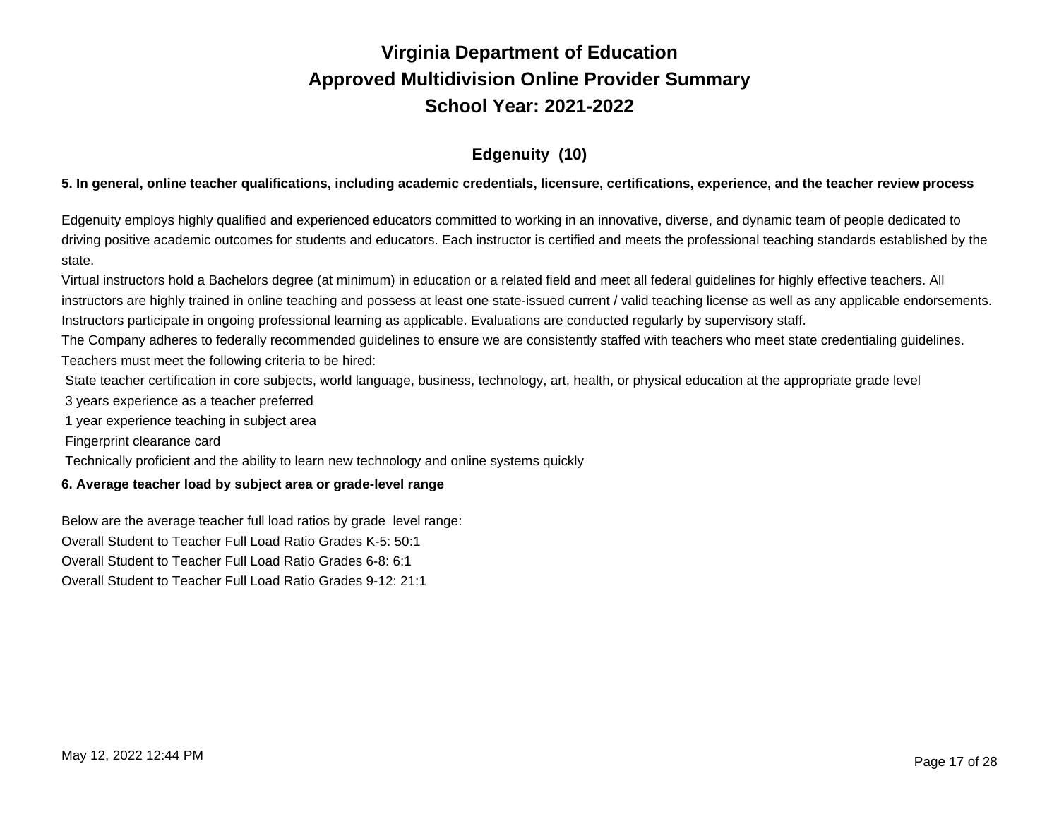# Virginia Department of Education
# Approved Multidivision Online Provider Summary
# School Year: 2021-2022

## Edgenuity (10)

**5. In general, online teacher qualifications, including academic credentials, licensure, certifications, experience, and the teacher review process**

Edgenuity employs highly qualified and experienced educators committed to working in an innovative, diverse, and dynamic team of people dedicated to driving positive academic outcomes for students and educators. Each instructor is certified and meets the professional teaching standards established by the state.

Virtual instructors hold a Bachelors degree (at minimum) in education or a related field and meet all federal guidelines for highly effective teachers. All instructors are highly trained in online teaching and possess at least one state-issued current / valid teaching license as well as any applicable endorsements. Instructors participate in ongoing professional learning as applicable. Evaluations are conducted regularly by supervisory staff.

The Company adheres to federally recommended guidelines to ensure we are consistently staffed with teachers who meet state credentialing guidelines. Teachers must meet the following criteria to be hired:

State teacher certification in core subjects, world language, business, technology, art, health, or physical education at the appropriate grade level

3 years experience as a teacher preferred

1 year experience teaching in subject area

Fingerprint clearance card

Technically proficient and the ability to learn new technology and online systems quickly

**6. Average teacher load by subject area or grade-level range**

Below are the average teacher full load ratios by grade level range:

Overall Student to Teacher Full Load Ratio Grades K-5: 50:1

Overall Student to Teacher Full Load Ratio Grades 6-8: 6:1

Overall Student to Teacher Full Load Ratio Grades 9-12: 21:1

May 12, 2022 12:44 PM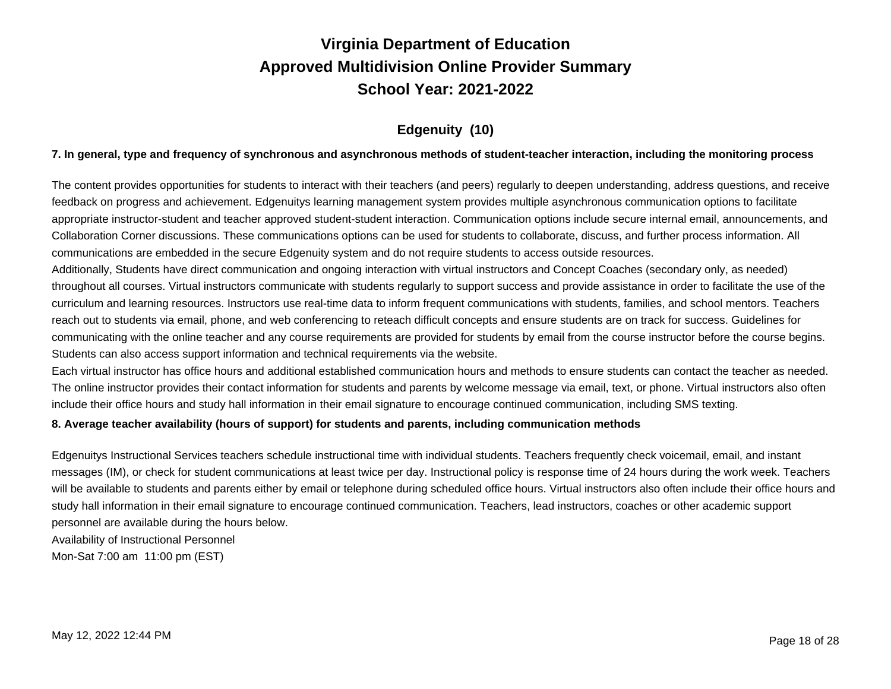# Virginia Department of Education
# Approved Multidivision Online Provider Summary
# School Year: 2021-2022

## Edgenuity (10)

**7. In general, type and frequency of synchronous and asynchronous methods of student-teacher interaction, including the monitoring process**

The content provides opportunities for students to interact with their teachers (and peers) regularly to deepen understanding, address questions, and receive feedback on progress and achievement. Edgenuitys learning management system provides multiple asynchronous communication options to facilitate appropriate instructor-student and teacher approved student-student interaction. Communication options include secure internal email, announcements, and Collaboration Corner discussions. These communications options can be used for students to collaborate, discuss, and further process information. All communications are embedded in the secure Edgenuity system and do not require students to access outside resources.
Additionally, Students have direct communication and ongoing interaction with virtual instructors and Concept Coaches (secondary only, as needed) throughout all courses. Virtual instructors communicate with students regularly to support success and provide assistance in order to facilitate the use of the curriculum and learning resources. Instructors use real-time data to inform frequent communications with students, families, and school mentors. Teachers reach out to students via email, phone, and web conferencing to reteach difficult concepts and ensure students are on track for success. Guidelines for communicating with the online teacher and any course requirements are provided for students by email from the course instructor before the course begins. Students can also access support information and technical requirements via the website.
Each virtual instructor has office hours and additional established communication hours and methods to ensure students can contact the teacher as needed. The online instructor provides their contact information for students and parents by welcome message via email, text, or phone. Virtual instructors also often include their office hours and study hall information in their email signature to encourage continued communication, including SMS texting.

**8. Average teacher availability (hours of support) for students and parents, including communication methods**

Edgenuitys Instructional Services teachers schedule instructional time with individual students. Teachers frequently check voicemail, email, and instant messages (IM), or check for student communications at least twice per day. Instructional policy is response time of 24 hours during the work week. Teachers will be available to students and parents either by email or telephone during scheduled office hours. Virtual instructors also often include their office hours and study hall information in their email signature to encourage continued communication. Teachers, lead instructors, coaches or other academic support personnel are available during the hours below.
Availability of Instructional Personnel
Mon-Sat 7:00 am 11:00 pm (EST)

May 12, 2022 12:44 PM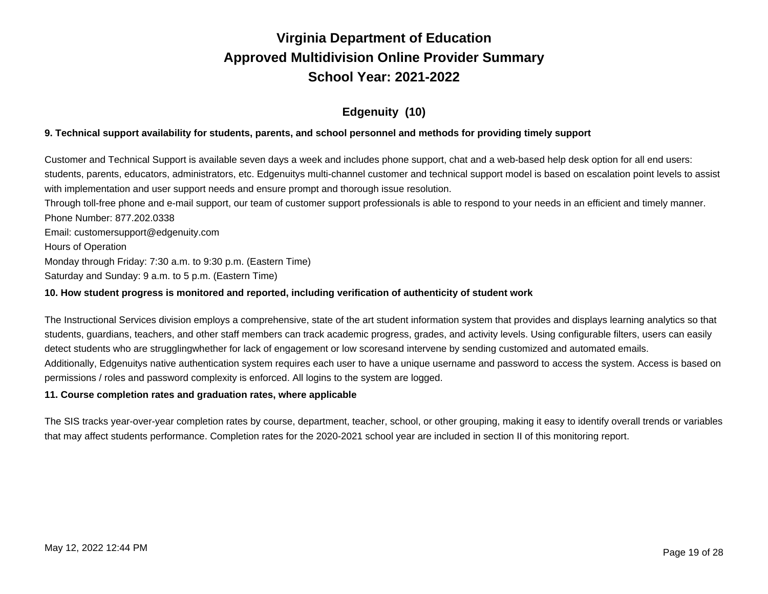# Virginia Department of Education
# Approved Multidivision Online Provider Summary
# School Year: 2021-2022

## Edgenuity (10)

**9. Technical support availability for students, parents, and school personnel and methods for providing timely support**

Customer and Technical Support is available seven days a week and includes phone support, chat and a web-based help desk option for all end users: students, parents, educators, administrators, etc. Edgenuitys multi-channel customer and technical support model is based on escalation point levels to assist with implementation and user support needs and ensure prompt and thorough issue resolution.

Through toll-free phone and e-mail support, our team of customer support professionals is able to respond to your needs in an efficient and timely manner.

Phone Number: 877.202.0338

Email: customersupport@edgenuity.com

Hours of Operation

Monday through Friday: 7:30 a.m. to 9:30 p.m. (Eastern Time)

Saturday and Sunday: 9 a.m. to 5 p.m. (Eastern Time)

**10. How student progress is monitored and reported, including verification of authenticity of student work**

The Instructional Services division employs a comprehensive, state of the art student information system that provides and displays learning analytics so that students, guardians, teachers, and other staff members can track academic progress, grades, and activity levels. Using configurable filters, users can easily detect students who are strugglingwhether for lack of engagement or low scoresand intervene by sending customized and automated emails.

Additionally, Edgenuitys native authentication system requires each user to have a unique username and password to access the system. Access is based on permissions / roles and password complexity is enforced. All logins to the system are logged.

**11. Course completion rates and graduation rates, where applicable**

The SIS tracks year-over-year completion rates by course, department, teacher, school, or other grouping, making it easy to identify overall trends or variables that may affect students performance. Completion rates for the 2020-2021 school year are included in section II of this monitoring report.

May 12, 2022 12:44 PM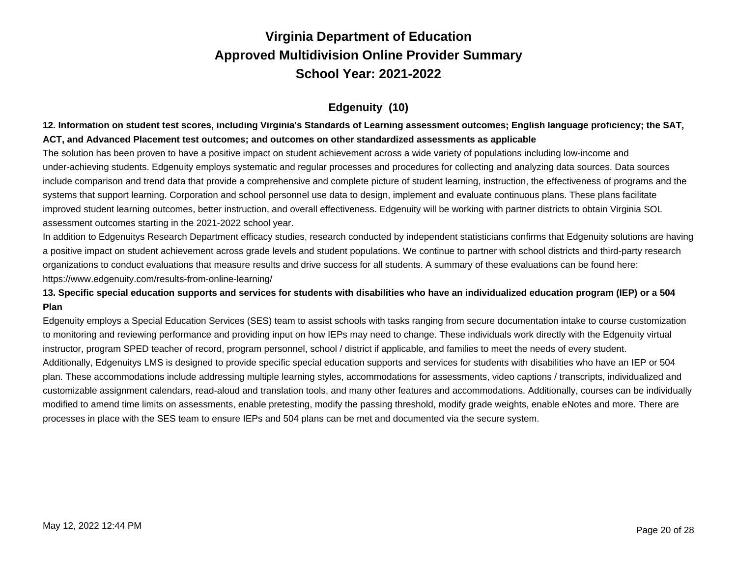# Virginia Department of Education
# Approved Multidivision Online Provider Summary
# School Year: 2021-2022

## Edgenuity (10)

**12. Information on student test scores, including Virginia's Standards of Learning assessment outcomes; English language proficiency; the SAT, ACT, and Advanced Placement test outcomes; and outcomes on other standardized assessments as applicable**

The solution has been proven to have a positive impact on student achievement across a wide variety of populations including low-income and under-achieving students. Edgenuity employs systematic and regular processes and procedures for collecting and analyzing data sources. Data sources include comparison and trend data that provide a comprehensive and complete picture of student learning, instruction, the effectiveness of programs and the systems that support learning. Corporation and school personnel use data to design, implement and evaluate continuous plans. These plans facilitate improved student learning outcomes, better instruction, and overall effectiveness. Edgenuity will be working with partner districts to obtain Virginia SOL assessment outcomes starting in the 2021-2022 school year.

In addition to Edgenuitys Research Department efficacy studies, research conducted by independent statisticians confirms that Edgenuity solutions are having a positive impact on student achievement across grade levels and student populations. We continue to partner with school districts and third-party research organizations to conduct evaluations that measure results and drive success for all students. A summary of these evaluations can be found here: https://www.edgenuity.com/results-from-online-learning/

**13. Specific special education supports and services for students with disabilities who have an individualized education program (IEP) or a 504 Plan**

Edgenuity employs a Special Education Services (SES) team to assist schools with tasks ranging from secure documentation intake to course customization to monitoring and reviewing performance and providing input on how IEPs may need to change. These individuals work directly with the Edgenuity virtual instructor, program SPED teacher of record, program personnel, school / district if applicable, and families to meet the needs of every student.

Additionally, Edgenuitys LMS is designed to provide specific special education supports and services for students with disabilities who have an IEP or 504 plan. These accommodations include addressing multiple learning styles, accommodations for assessments, video captions / transcripts, individualized and customizable assignment calendars, read-aloud and translation tools, and many other features and accommodations. Additionally, courses can be individually modified to amend time limits on assessments, enable pretesting, modify the passing threshold, modify grade weights, enable eNotes and more. There are processes in place with the SES team to ensure IEPs and 504 plans can be met and documented via the secure system.

May 12, 2022 12:44 PM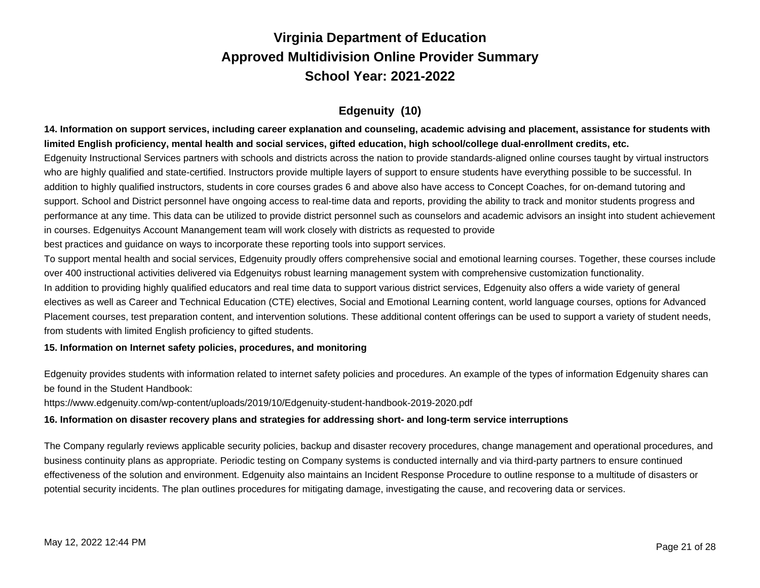# Virginia Department of Education
# Approved Multidivision Online Provider Summary
# School Year: 2021-2022

## Edgenuity (10)

**14. Information on support services, including career explanation and counseling, academic advising and placement, assistance for students with limited English proficiency, mental health and social services, gifted education, high school/college dual-enrollment credits, etc.**

Edgenuity Instructional Services partners with schools and districts across the nation to provide standards-aligned online courses taught by virtual instructors who are highly qualified and state-certified. Instructors provide multiple layers of support to ensure students have everything possible to be successful. In addition to highly qualified instructors, students in core courses grades 6 and above also have access to Concept Coaches, for on-demand tutoring and support. School and District personnel have ongoing access to real-time data and reports, providing the ability to track and monitor students progress and performance at any time. This data can be utilized to provide district personnel such as counselors and academic advisors an insight into student achievement in courses. Edgenuitys Account Manangement team will work closely with districts as requested to provide
best practices and guidance on ways to incorporate these reporting tools into support services.
To support mental health and social services, Edgenuity proudly offers comprehensive social and emotional learning courses. Together, these courses include over 400 instructional activities delivered via Edgenuitys robust learning management system with comprehensive customization functionality.
In addition to providing highly qualified educators and real time data to support various district services, Edgenuity also offers a wide variety of general electives as well as Career and Technical Education (CTE) electives, Social and Emotional Learning content, world language courses, options for Advanced Placement courses, test preparation content, and intervention solutions. These additional content offerings can be used to support a variety of student needs, from students with limited English proficiency to gifted students.

**15. Information on Internet safety policies, procedures, and monitoring**

Edgenuity provides students with information related to internet safety policies and procedures. An example of the types of information Edgenuity shares can be found in the Student Handbook:
https://www.edgenuity.com/wp-content/uploads/2019/10/Edgenuity-student-handbook-2019-2020.pdf

**16. Information on disaster recovery plans and strategies for addressing short- and long-term service interruptions**

The Company regularly reviews applicable security policies, backup and disaster recovery procedures, change management and operational procedures, and business continuity plans as appropriate. Periodic testing on Company systems is conducted internally and via third-party partners to ensure continued effectiveness of the solution and environment. Edgenuity also maintains an Incident Response Procedure to outline response to a multitude of disasters or potential security incidents. The plan outlines procedures for mitigating damage, investigating the cause, and recovering data or services.

May 12, 2022 12:44 PM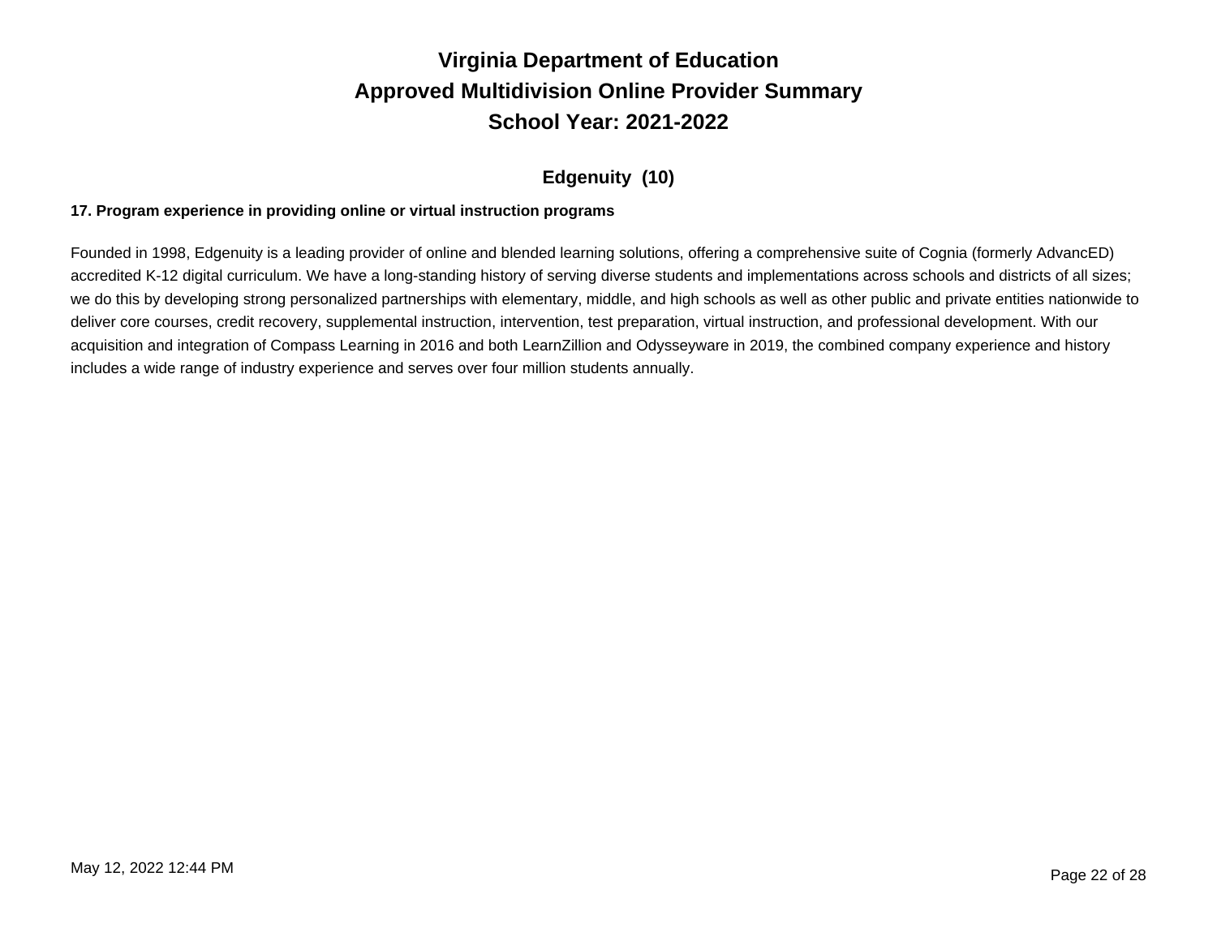# Virginia Department of Education
# Approved Multidivision Online Provider Summary
# School Year: 2021-2022

## Edgenuity (10)

**17. Program experience in providing online or virtual instruction programs**

Founded in 1998, Edgenuity is a leading provider of online and blended learning solutions, offering a comprehensive suite of Cognia (formerly AdvancED) accredited K-12 digital curriculum. We have a long-standing history of serving diverse students and implementations across schools and districts of all sizes; we do this by developing strong personalized partnerships with elementary, middle, and high schools as well as other public and private entities nationwide to deliver core courses, credit recovery, supplemental instruction, intervention, test preparation, virtual instruction, and professional development. With our acquisition and integration of Compass Learning in 2016 and both LearnZillion and Odysseyware in 2019, the combined company experience and history includes a wide range of industry experience and serves over four million students annually.

May 12, 2022 12:44 PM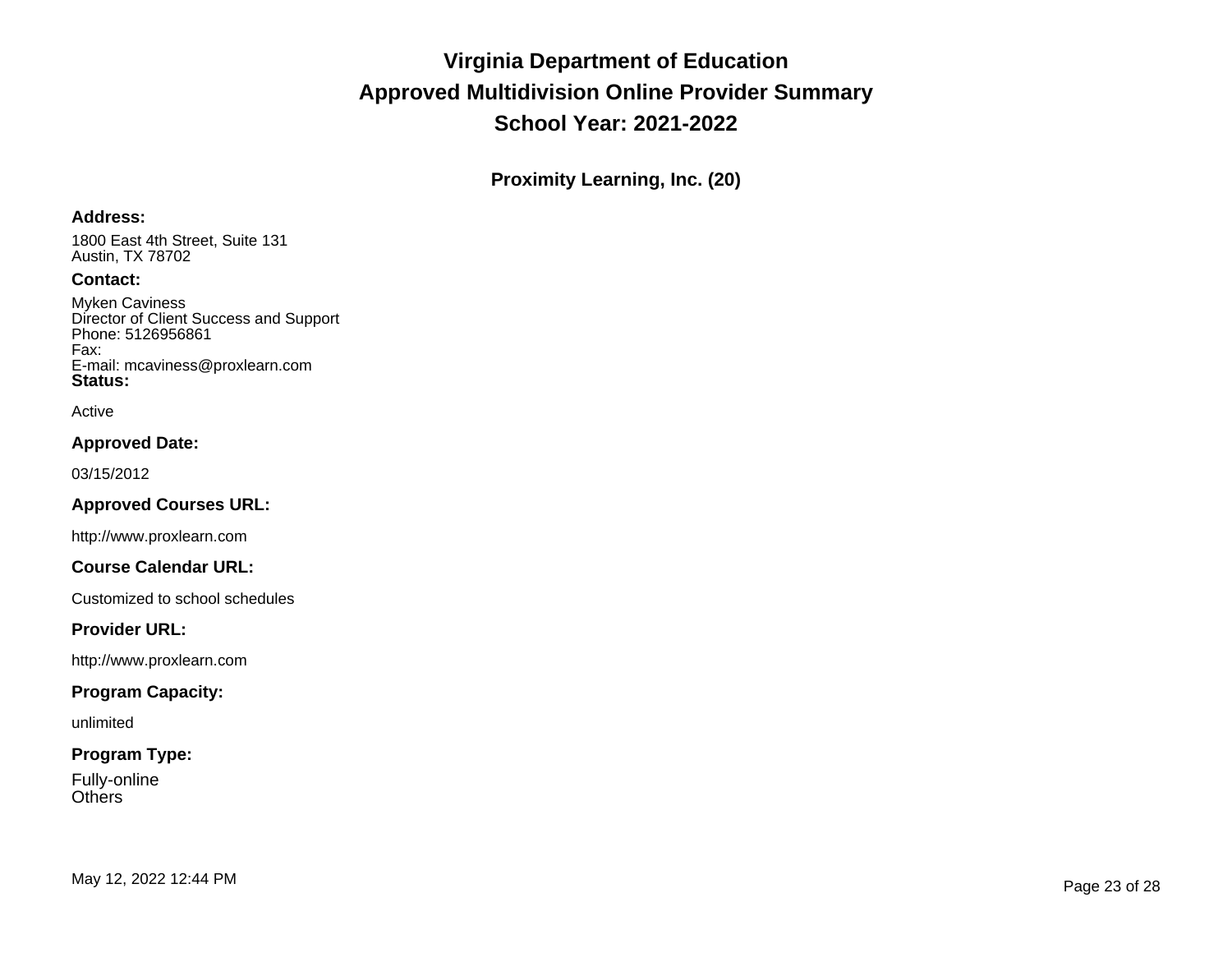# Virginia Department of Education
# Approved Multidivision Online Provider Summary
# School Year: 2021-2022

## Proximity Learning, Inc. (20)

**Address:**

1800 East 4th Street, Suite 131
Austin, TX 78702

**Contact:**

Myken Caviness
Director of Client Success and Support
Phone: 5126956861
Fax:
E-mail: mcaviness@proxlearn.com

**Status:**

Active

**Approved Date:**

03/15/2012

**Approved Courses URL:**

http://www.proxlearn.com

**Course Calendar URL:**

Customized to school schedules

**Provider URL:**

http://www.proxlearn.com

**Program Capacity:**

unlimited

**Program Type:**

Fully-online
Others

May 12, 2022 12:44 PM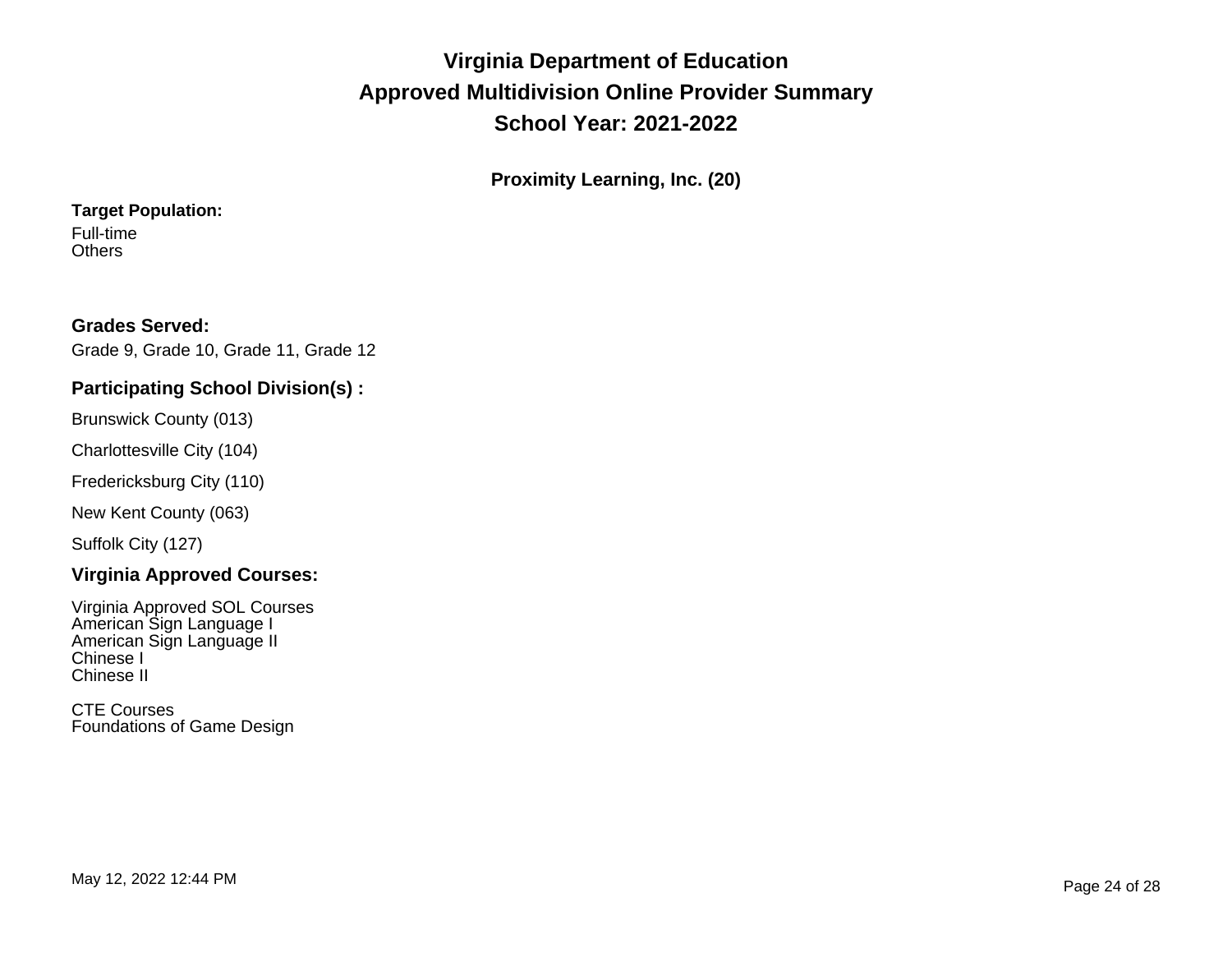# Virginia Department of Education
# Approved Multidivision Online Provider Summary
# School Year: 2021-2022

## Proximity Learning, Inc. (20)

**Target Population:**

Full-time
Others

### Grades Served:

Grade 9, Grade 10, Grade 11, Grade 12

### Participating School Division(s) :

Brunswick County (013)

Charlottesville City (104)

Fredericksburg City (110)

New Kent County (063)

Suffolk City (127)

### Virginia Approved Courses:

Virginia Approved SOL Courses
American Sign Language I
American Sign Language II
Chinese I
Chinese II

CTE Courses
Foundations of Game Design

May 12, 2022 12:44 PM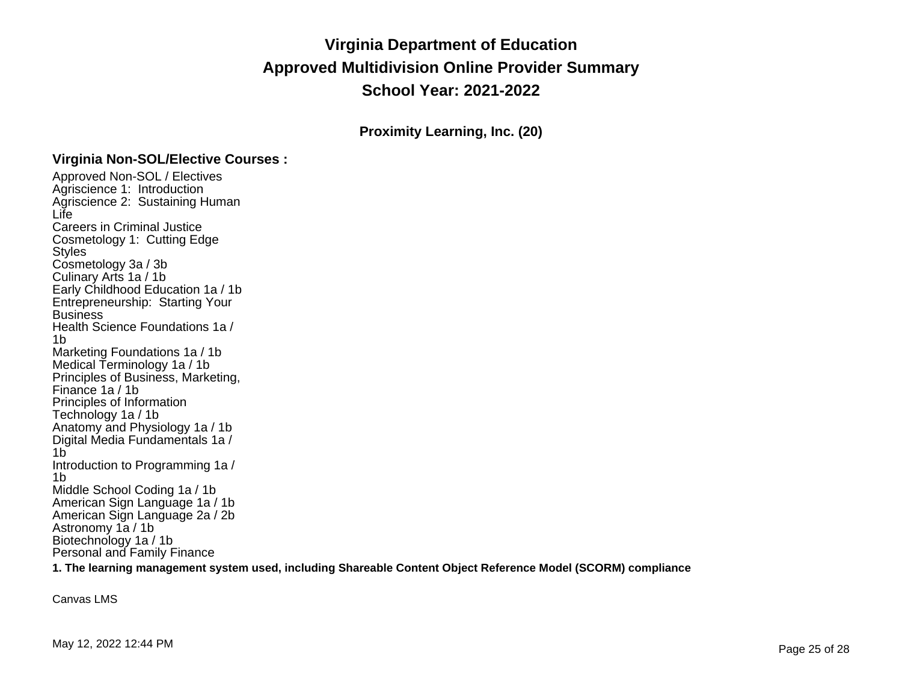# Virginia Department of Education

# Approved Multidivision Online Provider Summary

# School Year: 2021-2022

### Proximity Learning, Inc. (20)

### Virginia Non-SOL/Elective Courses :

Approved Non-SOL / Electives
Agriscience 1: Introduction
Agriscience 2: Sustaining Human Life
Careers in Criminal Justice
Cosmetology 1: Cutting Edge Styles
Cosmetology 3a / 3b
Culinary Arts 1a / 1b
Early Childhood Education 1a / 1b
Entrepreneurship: Starting Your Business
Health Science Foundations 1a / 1b
Marketing Foundations 1a / 1b
Medical Terminology 1a / 1b
Principles of Business, Marketing, Finance 1a / 1b
Principles of Information Technology 1a / 1b
Anatomy and Physiology 1a / 1b
Digital Media Fundamentals 1a / 1b
Introduction to Programming 1a / 1b
Middle School Coding 1a / 1b
American Sign Language 1a / 1b
American Sign Language 2a / 2b
Astronomy 1a / 1b
Biotechnology 1a / 1b
Personal and Family Finance

**1. The learning management system used, including Shareable Content Object Reference Model (SCORM) compliance**

Canvas LMS

May 12, 2022 12:44 PM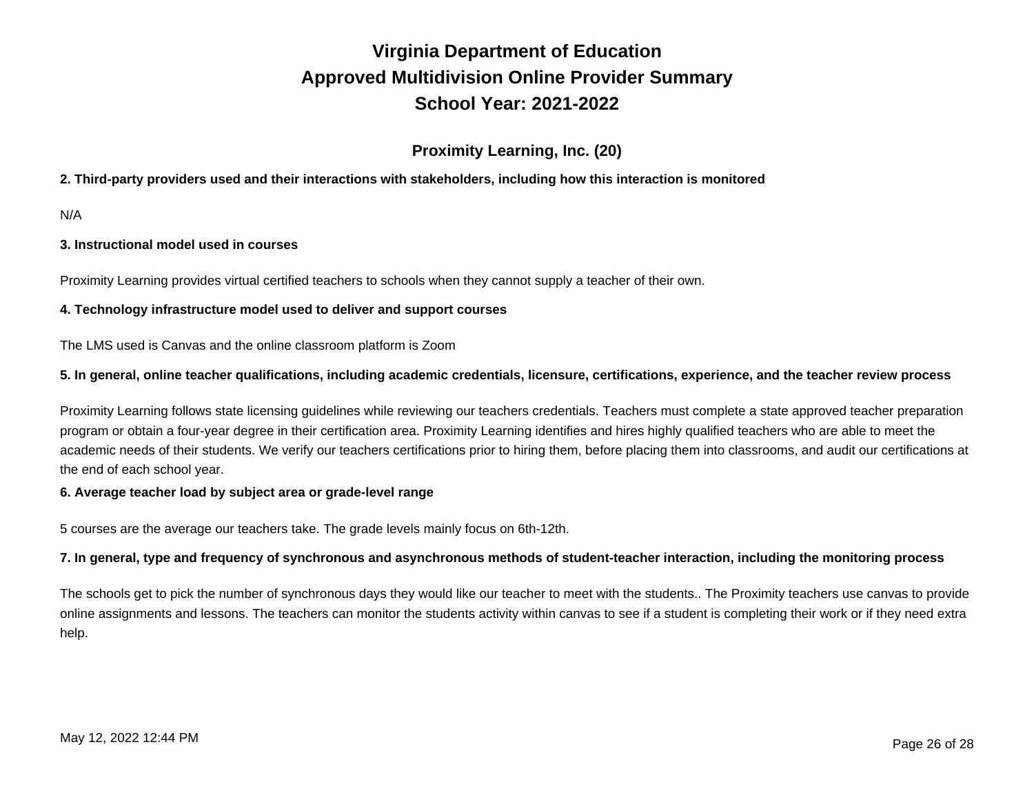# Virginia Department of Education
# Approved Multidivision Online Provider Summary
# School Year: 2021-2022

## Proximity Learning, Inc. (20)

**2. Third-party providers used and their interactions with stakeholders, including how this interaction is monitored**

N/A

**3. Instructional model used in courses**

Proximity Learning provides virtual certified teachers to schools when they cannot supply a teacher of their own.

**4. Technology infrastructure model used to deliver and support courses**

The LMS used is Canvas and the online classroom platform is Zoom

**5. In general, online teacher qualifications, including academic credentials, licensure, certifications, experience, and the teacher review process**

Proximity Learning follows state licensing guidelines while reviewing our teachers credentials. Teachers must complete a state approved teacher preparation program or obtain a four-year degree in their certification area. Proximity Learning identifies and hires highly qualified teachers who are able to meet the academic needs of their students. We verify our teachers certifications prior to hiring them, before placing them into classrooms, and audit our certifications at the end of each school year.

**6. Average teacher load by subject area or grade-level range**

5 courses are the average our teachers take. The grade levels mainly focus on 6th-12th.

**7. In general, type and frequency of synchronous and asynchronous methods of student-teacher interaction, including the monitoring process**

The schools get to pick the number of synchronous days they would like our teacher to meet with the students.. The Proximity teachers use canvas to provide online assignments and lessons. The teachers can monitor the students activity within canvas to see if a student is completing their work or if they need extra help.

May 12, 2022 12:44 PM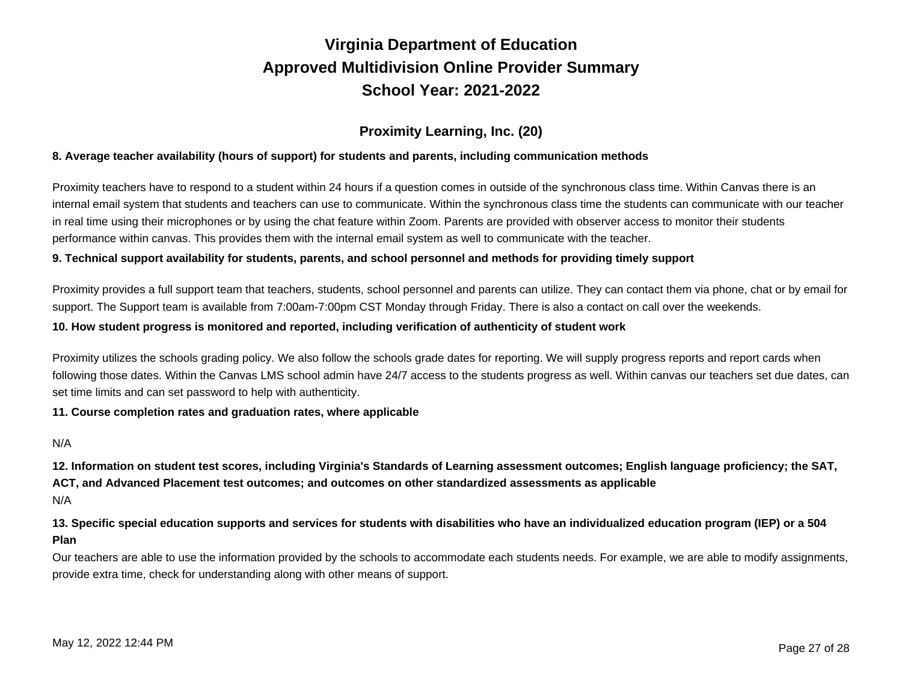# Virginia Department of Education
# Approved Multidivision Online Provider Summary
# School Year: 2021-2022

## Proximity Learning, Inc. (20)

**8. Average teacher availability (hours of support) for students and parents, including communication methods**

Proximity teachers have to respond to a student within 24 hours if a question comes in outside of the synchronous class time. Within Canvas there is an internal email system that students and teachers can use to communicate. Within the synchronous class time the students can communicate with our teacher in real time using their microphones or by using the chat feature within Zoom. Parents are provided with observer access to monitor their students performance within canvas. This provides them with the internal email system as well to communicate with the teacher.

**9. Technical support availability for students, parents, and school personnel and methods for providing timely support**

Proximity provides a full support team that teachers, students, school personnel and parents can utilize. They can contact them via phone, chat or by email for support. The Support team is available from 7:00am-7:00pm CST Monday through Friday. There is also a contact on call over the weekends.

**10. How student progress is monitored and reported, including verification of authenticity of student work**

Proximity utilizes the schools grading policy. We also follow the schools grade dates for reporting. We will supply progress reports and report cards when following those dates. Within the Canvas LMS school admin have 24/7 access to the students progress as well. Within canvas our teachers set due dates, can set time limits and can set password to help with authenticity.

**11. Course completion rates and graduation rates, where applicable**

N/A

**12. Information on student test scores, including Virginia's Standards of Learning assessment outcomes; English language proficiency; the SAT, ACT, and Advanced Placement test outcomes; and outcomes on other standardized assessments as applicable**

N/A

**13. Specific special education supports and services for students with disabilities who have an individualized education program (IEP) or a 504 Plan**

Our teachers are able to use the information provided by the schools to accommodate each students needs. For example, we are able to modify assignments, provide extra time, check for understanding along with other means of support.

May 12, 2022 12:44 PM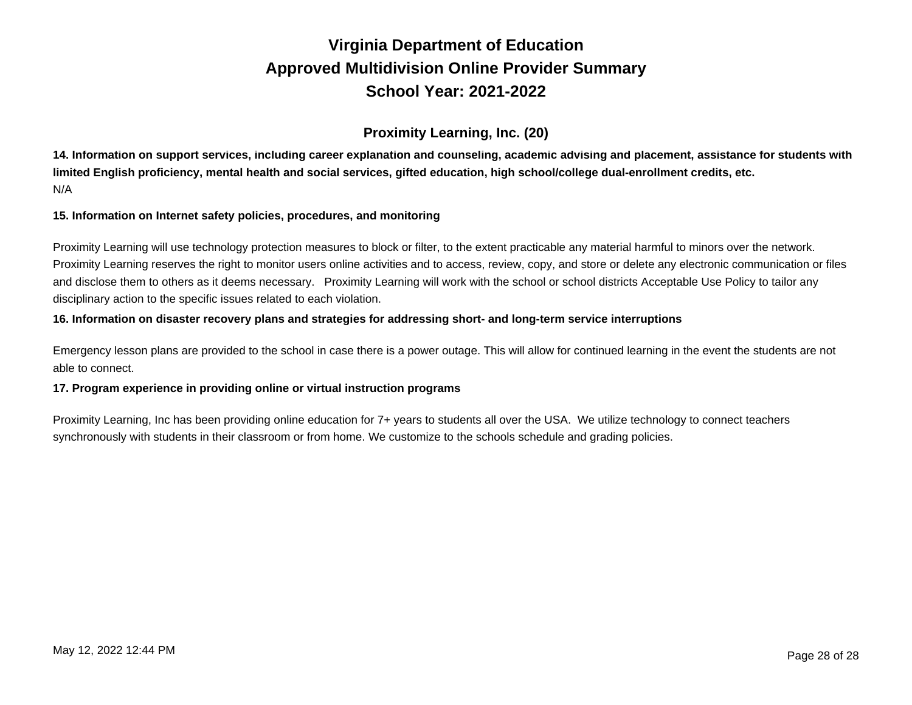# Virginia Department of Education
# Approved Multidivision Online Provider Summary
# School Year: 2021-2022

## Proximity Learning, Inc. (20)

**14. Information on support services, including career explanation and counseling, academic advising and placement, assistance for students with limited English proficiency, mental health and social services, gifted education, high school/college dual-enrollment credits, etc.**

N/A

**15. Information on Internet safety policies, procedures, and monitoring**

Proximity Learning will use technology protection measures to block or filter, to the extent practicable any material harmful to minors over the network. Proximity Learning reserves the right to monitor users online activities and to access, review, copy, and store or delete any electronic communication or files and disclose them to others as it deems necessary.   Proximity Learning will work with the school or school districts Acceptable Use Policy to tailor any disciplinary action to the specific issues related to each violation.

**16. Information on disaster recovery plans and strategies for addressing short- and long-term service interruptions**

Emergency lesson plans are provided to the school in case there is a power outage. This will allow for continued learning in the event the students are not able to connect.

**17. Program experience in providing online or virtual instruction programs**

Proximity Learning, Inc has been providing online education for 7+ years to students all over the USA.  We utilize technology to connect teachers synchronously with students in their classroom or from home. We customize to the schools schedule and grading policies.

May 12, 2022 12:44 PM